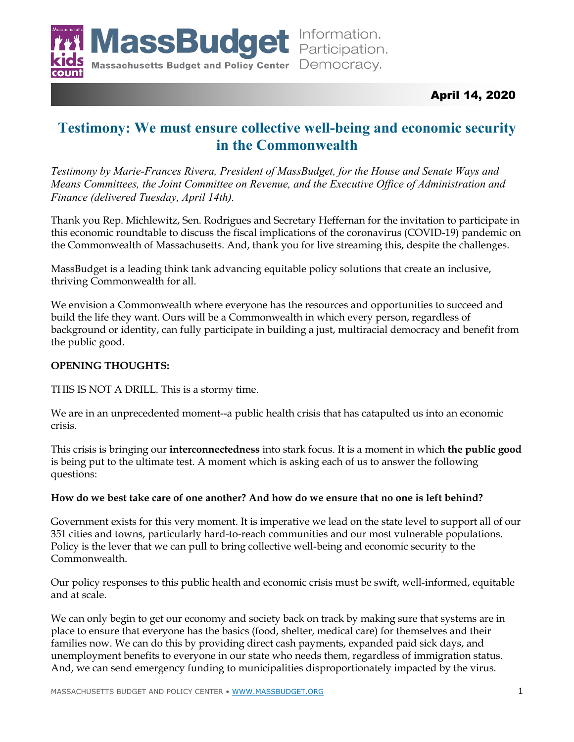April 14, 2020

# Testimony: We must ensure collective well-being and economic security in the Commonwealth

*Testimony by Marie-Frances Rivera, President of MassBudget, for the House and Senate Ways and Means Committees, the Joint Committee on Revenue, and the Executive Office of Administration and Finance (delivered Tuesday, April 14th).*

Thank you Rep. Michlewitz, Sen. Rodrigues and Secretary Heffernan for the invitation to participate in this economic roundtable to discuss the fiscal implications of the coronavirus (COVID-19) pandemic on the Commonwealth of Massachusetts. And, thank you for live streaming this, despite the challenges.

MassBudget is a leading think tank advancing equitable policy solutions that create an inclusive, thriving Commonwealth for all.

We envision a Commonwealth where everyone has the resources and opportunities to succeed and build the life they want. Ours will be a Commonwealth in which every person, regardless of background or identity, can fully participate in building a just, multiracial democracy and benefit from the public good.

**OPENING THOUGHTS:**

THIS IS NOT A DRILL. This is a stormy time.

We are in an unprecedented moment--a public health crisis that has catapulted us into an economic crisis.

This crisis is bringing our **interconnectedness** into stark focus. It is a moment in which **the public good** is being put to the ultimate test. A moment which is asking each of us to answer the following questions:

**How do we best take care of one another? And how do we ensure that no one is left behind?**

Government exists for this very moment. It is imperative we lead on the state level to support all of our 351 cities and towns, particularly hard-to-reach communities and our most vulnerable populations. Policy is the lever that we can pull to bring collective well-being and economic security to the Commonwealth.

Our policy responses to this public health and economic crisis must be swift, well-informed, equitable and at scale.

We can only begin to get our economy and society back on track by making sure that systems are in place to ensure that everyone has the basics (food, shelter, medical care) for themselves and their families now. We can do this by providing direct cash payments, expanded paid sick days, and unemployment benefits to everyone in our state who needs them, regardless of immigration status. And, we can send emergency funding to municipalities disproportionately impacted by the virus.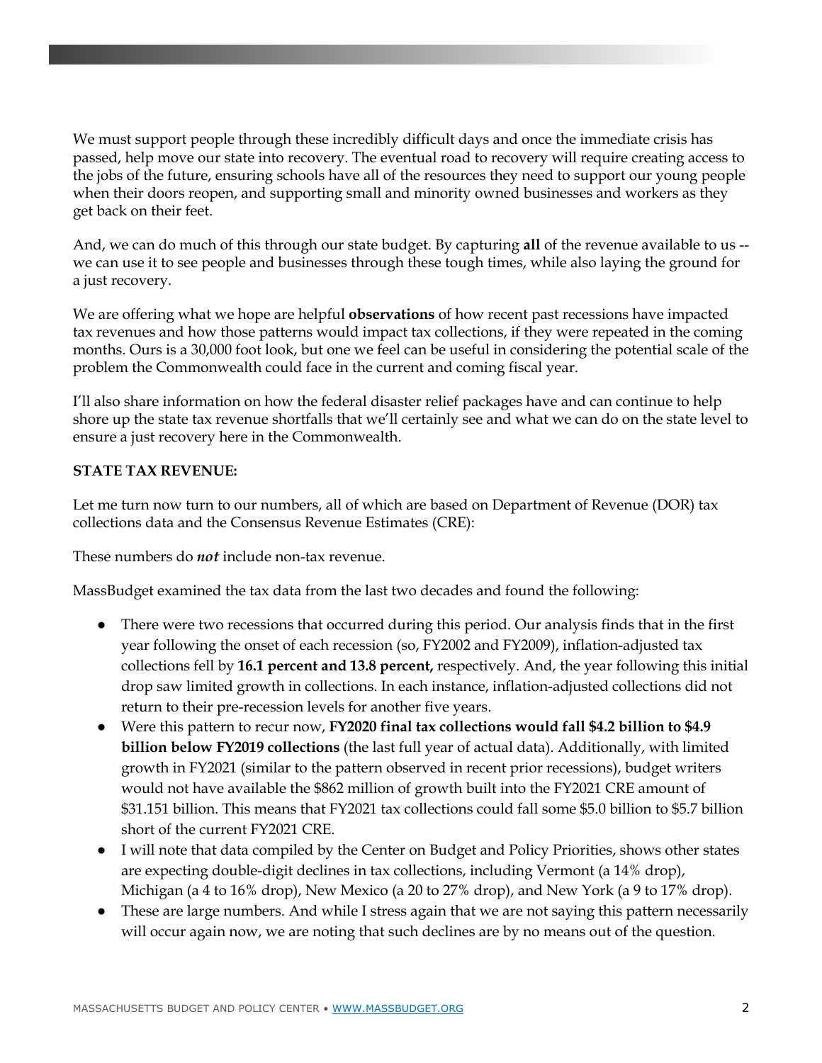We must support people through these incredibly difficult days and once the immediate crisis has passed, help move our state into recovery. The eventual road to recovery will require creating access to the jobs of the future, ensuring schools have all of the resources they need to support our young people when their doors reopen, and supporting small and minority owned businesses and workers as they get back on their feet.

And, we can do much of this through our state budget. By capturing **all** of the revenue available to us -- we can use it to see people and businesses through these tough times, while also laying the ground for a just recovery.

We are offering what we hope are helpful **observations** of how recent past recessions have impacted tax revenues and how those patterns would impact tax collections, if they were repeated in the coming months. Ours is a 30,000 foot look, but one we feel can be useful in considering the potential scale of the problem the Commonwealth could face in the current and coming fiscal year.

I'll also share information on how the federal disaster relief packages have and can continue to help shore up the state tax revenue shortfalls that we'll certainly see and what we can do on the state level to ensure a just recovery here in the Commonwealth.

**STATE TAX REVENUE:**

Let me turn now turn to our numbers, all of which are based on Department of Revenue (DOR) tax collections data and the Consensus Revenue Estimates (CRE):

These numbers do ***not*** include non-tax revenue.

MassBudget examined the tax data from the last two decades and found the following:

- There were two recessions that occurred during this period. Our analysis finds that in the first year following the onset of each recession (so, FY2002 and FY2009), inflation-adjusted tax collections fell by **16.1 percent and 13.8 percent,** respectively. And, the year following this initial drop saw limited growth in collections. In each instance, inflation-adjusted collections did not return to their pre-recession levels for another five years.
- Were this pattern to recur now, **FY2020 final tax collections would fall $4.2 billion to $4.9 billion below FY2019 collections** (the last full year of actual data). Additionally, with limited growth in FY2021 (similar to the pattern observed in recent prior recessions), budget writers would not have available the $862 million of growth built into the FY2021 CRE amount of $31.151 billion. This means that FY2021 tax collections could fall some $5.0 billion to $5.7 billion short of the current FY2021 CRE.
- I will note that data compiled by the Center on Budget and Policy Priorities, shows other states are expecting double-digit declines in tax collections, including Vermont (a 14% drop), Michigan (a 4 to 16% drop), New Mexico (a 20 to 27% drop), and New York (a 9 to 17% drop).
- These are large numbers. And while I stress again that we are not saying this pattern necessarily will occur again now, we are noting that such declines are by no means out of the question.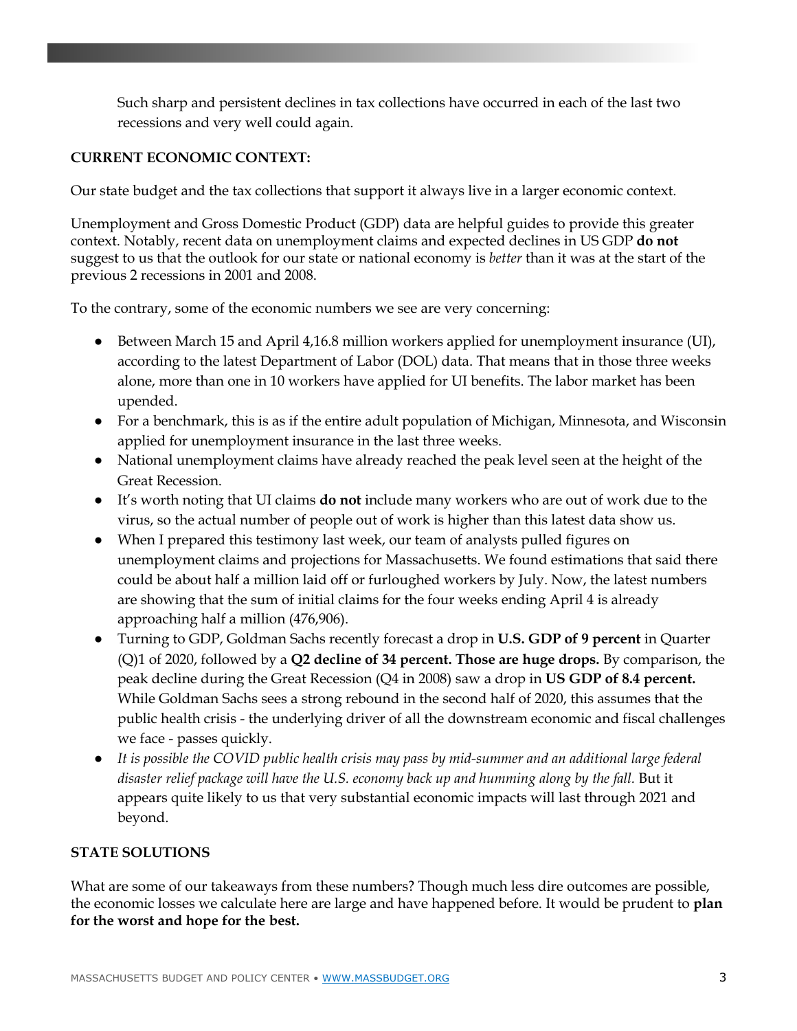Such sharp and persistent declines in tax collections have occurred in each of the last two recessions and very well could again.

**CURRENT ECONOMIC CONTEXT:**

Our state budget and the tax collections that support it always live in a larger economic context.

Unemployment and Gross Domestic Product (GDP) data are helpful guides to provide this greater context. Notably, recent data on unemployment claims and expected declines in US GDP **do not** suggest to us that the outlook for our state or national economy is *better* than it was at the start of the previous 2 recessions in 2001 and 2008.

To the contrary, some of the economic numbers we see are very concerning:

- Between March 15 and April 4,16.8 million workers applied for unemployment insurance (UI), according to the latest Department of Labor (DOL) data. That means that in those three weeks alone, more than one in 10 workers have applied for UI benefits. The labor market has been upended.
- For a benchmark, this is as if the entire adult population of Michigan, Minnesota, and Wisconsin applied for unemployment insurance in the last three weeks.
- National unemployment claims have already reached the peak level seen at the height of the Great Recession.
- It's worth noting that UI claims **do not** include many workers who are out of work due to the virus, so the actual number of people out of work is higher than this latest data show us.
- When I prepared this testimony last week, our team of analysts pulled figures on unemployment claims and projections for Massachusetts. We found estimations that said there could be about half a million laid off or furloughed workers by July. Now, the latest numbers are showing that the sum of initial claims for the four weeks ending April 4 is already approaching half a million (476,906).
- Turning to GDP, Goldman Sachs recently forecast a drop in **U.S. GDP of 9 percent** in Quarter (Q)1 of 2020, followed by a **Q2 decline of 34 percent. Those are huge drops.** By comparison, the peak decline during the Great Recession (Q4 in 2008) saw a drop in **US GDP of 8.4 percent.** While Goldman Sachs sees a strong rebound in the second half of 2020, this assumes that the public health crisis - the underlying driver of all the downstream economic and fiscal challenges we face - passes quickly.
- *It is possible the COVID public health crisis may pass by mid-summer and an additional large federal disaster relief package will have the U.S. economy back up and humming along by the fall.* But it appears quite likely to us that very substantial economic impacts will last through 2021 and beyond.

**STATE SOLUTIONS**

What are some of our takeaways from these numbers? Though much less dire outcomes are possible, the economic losses we calculate here are large and have happened before. It would be prudent to **plan for the worst and hope for the best.**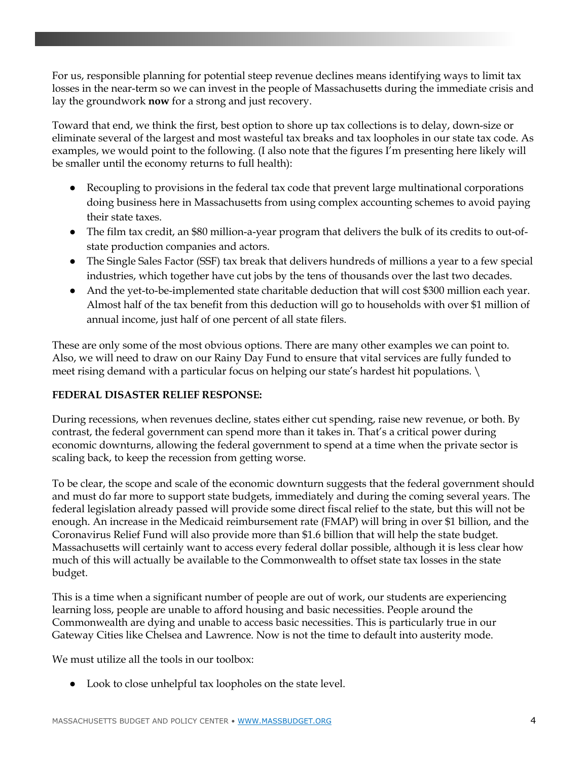For us, responsible planning for potential steep revenue declines means identifying ways to limit tax losses in the near-term so we can invest in the people of Massachusetts during the immediate crisis and lay the groundwork **now** for a strong and just recovery.

Toward that end, we think the first, best option to shore up tax collections is to delay, down-size or eliminate several of the largest and most wasteful tax breaks and tax loopholes in our state tax code. As examples, we would point to the following. (I also note that the figures I'm presenting here likely will be smaller until the economy returns to full health):

- Recoupling to provisions in the federal tax code that prevent large multinational corporations doing business here in Massachusetts from using complex accounting schemes to avoid paying their state taxes.
- The film tax credit, an $80 million-a-year program that delivers the bulk of its credits to out-of-state production companies and actors.
- The Single Sales Factor (SSF) tax break that delivers hundreds of millions a year to a few special industries, which together have cut jobs by the tens of thousands over the last two decades.
- And the yet-to-be-implemented state charitable deduction that will cost $300 million each year. Almost half of the tax benefit from this deduction will go to households with over $1 million of annual income, just half of one percent of all state filers.

These are only some of the most obvious options. There are many other examples we can point to. Also, we will need to draw on our Rainy Day Fund to ensure that vital services are fully funded to meet rising demand with a particular focus on helping our state's hardest hit populations. \

**FEDERAL DISASTER RELIEF RESPONSE:**

During recessions, when revenues decline, states either cut spending, raise new revenue, or both. By contrast, the federal government can spend more than it takes in. That's a critical power during economic downturns, allowing the federal government to spend at a time when the private sector is scaling back, to keep the recession from getting worse.

To be clear, the scope and scale of the economic downturn suggests that the federal government should and must do far more to support state budgets, immediately and during the coming several years. The federal legislation already passed will provide some direct fiscal relief to the state, but this will not be enough. An increase in the Medicaid reimbursement rate (FMAP) will bring in over $1 billion, and the Coronavirus Relief Fund will also provide more than $1.6 billion that will help the state budget. Massachusetts will certainly want to access every federal dollar possible, although it is less clear how much of this will actually be available to the Commonwealth to offset state tax losses in the state budget.

This is a time when a significant number of people are out of work, our students are experiencing learning loss, people are unable to afford housing and basic necessities. People around the Commonwealth are dying and unable to access basic necessities. This is particularly true in our Gateway Cities like Chelsea and Lawrence. Now is not the time to default into austerity mode.

We must utilize all the tools in our toolbox:

- Look to close unhelpful tax loopholes on the state level.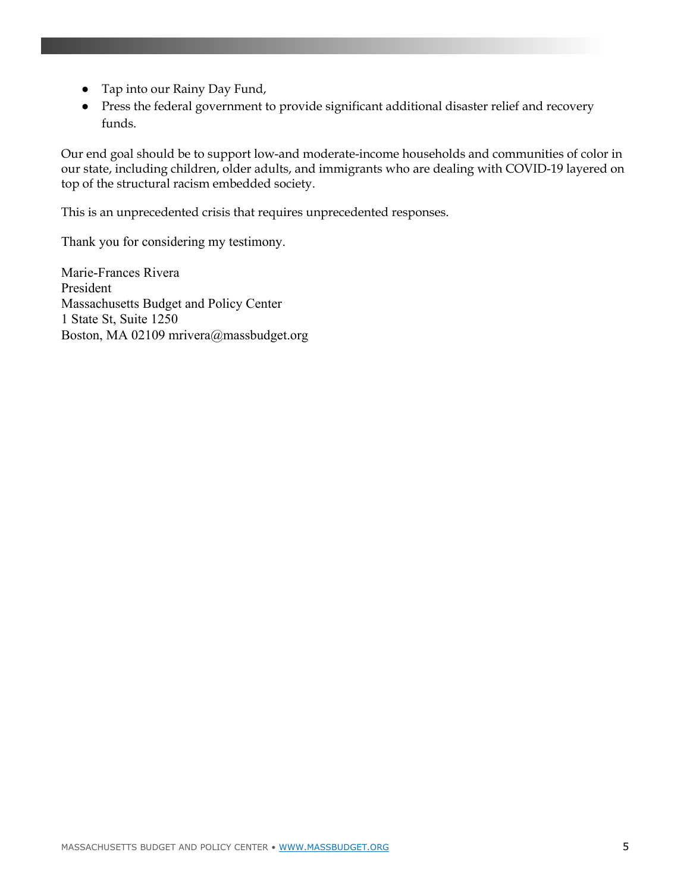- Tap into our Rainy Day Fund,
- Press the federal government to provide significant additional disaster relief and recovery funds.

Our end goal should be to support low-and moderate-income households and communities of color in our state, including children, older adults, and immigrants who are dealing with COVID-19 layered on top of the structural racism embedded society.

This is an unprecedented crisis that requires unprecedented responses.

Thank you for considering my testimony.

Marie-Frances Rivera
President
Massachusetts Budget and Policy Center
1 State St, Suite 1250
Boston, MA 02109 mrivera@massbudget.org